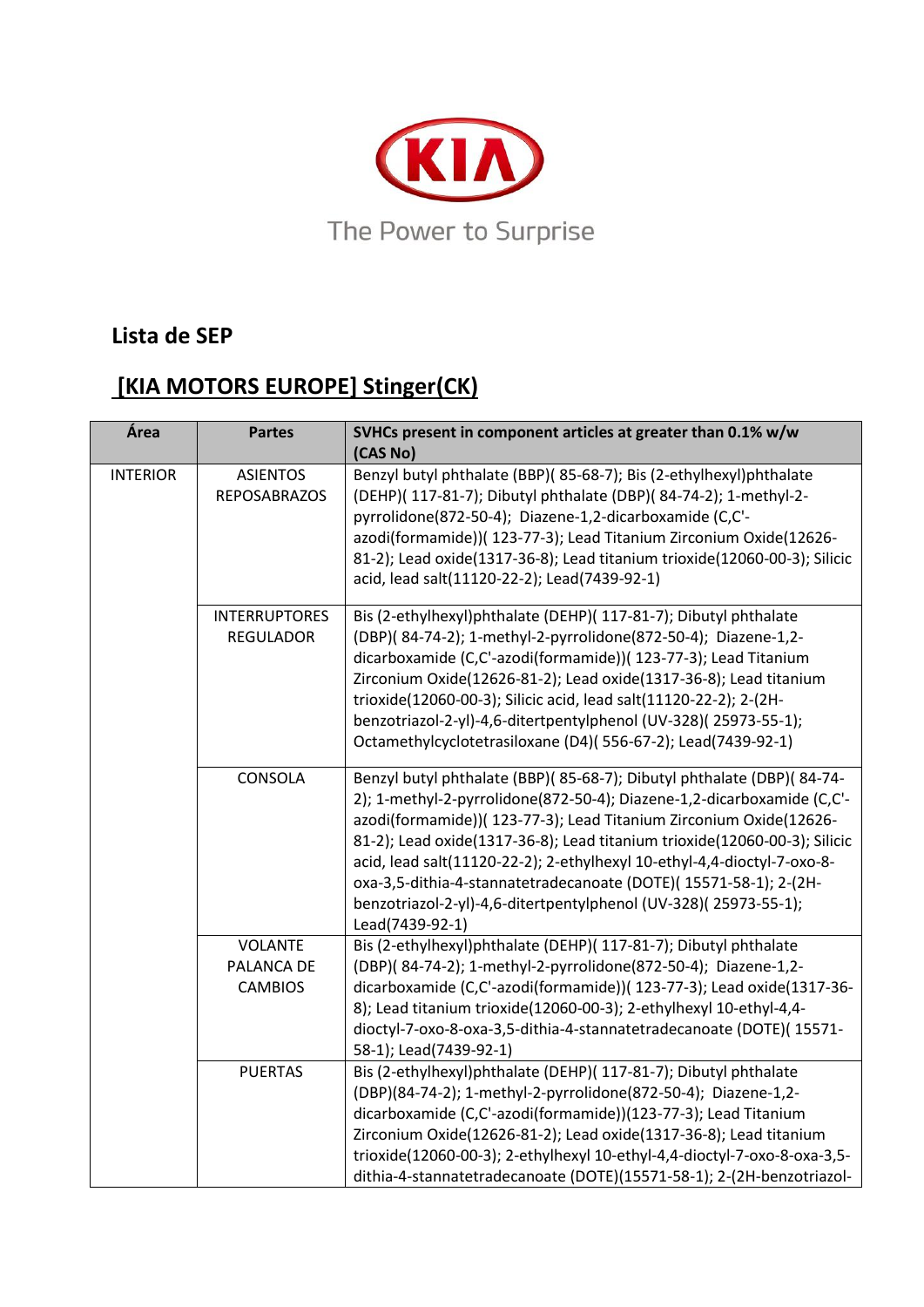The Power to Surprise

## Lista de SEP

## [KIA MOTORS EUROPE] Stinger(CK)

| Área | Partes | SVHCs present in component articles at greater than 0.1% w/w (CAS No) |
|---|---|---|
| INTERIOR | ASIENTOS REPOSABRAZOS | Benzyl butyl phthalate (BBP)( 85-68-7); Bis (2-ethylhexyl)phthalate (DEHP)( 117-81-7); Dibutyl phthalate (DBP)( 84-74-2); 1-methyl-2-pyrrolidone(872-50-4); Diazene-1,2-dicarboxamide (C,C'-azodi(formamide))( 123-77-3); Lead Titanium Zirconium Oxide(12626-81-2); Lead oxide(1317-36-8); Lead titanium trioxide(12060-00-3); Silicic acid, lead salt(11120-22-2); Lead(7439-92-1) |
| | INTERRUPTORES REGULADOR | Bis (2-ethylhexyl)phthalate (DEHP)( 117-81-7); Dibutyl phthalate (DBP)( 84-74-2); 1-methyl-2-pyrrolidone(872-50-4); Diazene-1,2-dicarboxamide (C,C'-azodi(formamide))( 123-77-3); Lead Titanium Zirconium Oxide(12626-81-2); Lead oxide(1317-36-8); Lead titanium trioxide(12060-00-3); Silicic acid, lead salt(11120-22-2); 2-(2H-benzotriazol-2-yl)-4,6-ditertpentylphenol (UV-328)( 25973-55-1); Octamethylcyclotetrasiloxane (D4)( 556-67-2); Lead(7439-92-1) |
| | CONSOLA | Benzyl butyl phthalate (BBP)( 85-68-7); Dibutyl phthalate (DBP)( 84-74-2); 1-methyl-2-pyrrolidone(872-50-4); Diazene-1,2-dicarboxamide (C,C'-azodi(formamide))( 123-77-3); Lead Titanium Zirconium Oxide(12626-81-2); Lead oxide(1317-36-8); Lead titanium trioxide(12060-00-3); Silicic acid, lead salt(11120-22-2); 2-ethylhexyl 10-ethyl-4,4-dioctyl-7-oxo-8-oxa-3,5-dithia-4-stannatetradecanoate (DOTE)( 15571-58-1); 2-(2H-benzotriazol-2-yl)-4,6-ditertpentylphenol (UV-328)( 25973-55-1); Lead(7439-92-1) |
| | VOLANTE PALANCA DE CAMBIOS | Bis (2-ethylhexyl)phthalate (DEHP)( 117-81-7); Dibutyl phthalate (DBP)( 84-74-2); 1-methyl-2-pyrrolidone(872-50-4); Diazene-1,2-dicarboxamide (C,C'-azodi(formamide))( 123-77-3); Lead oxide(1317-36-8); Lead titanium trioxide(12060-00-3); 2-ethylhexyl 10-ethyl-4,4-dioctyl-7-oxo-8-oxa-3,5-dithia-4-stannatetradecanoate (DOTE)( 15571-58-1); Lead(7439-92-1) |
| | PUERTAS | Bis (2-ethylhexyl)phthalate (DEHP)( 117-81-7); Dibutyl phthalate (DBP)(84-74-2); 1-methyl-2-pyrrolidone(872-50-4); Diazene-1,2-dicarboxamide (C,C'-azodi(formamide))(123-77-3); Lead Titanium Zirconium Oxide(12626-81-2); Lead oxide(1317-36-8); Lead titanium trioxide(12060-00-3); 2-ethylhexyl 10-ethyl-4,4-dioctyl-7-oxo-8-oxa-3,5-dithia-4-stannatetradecanoate (DOTE)(15571-58-1); 2-(2H-benzotriazol- |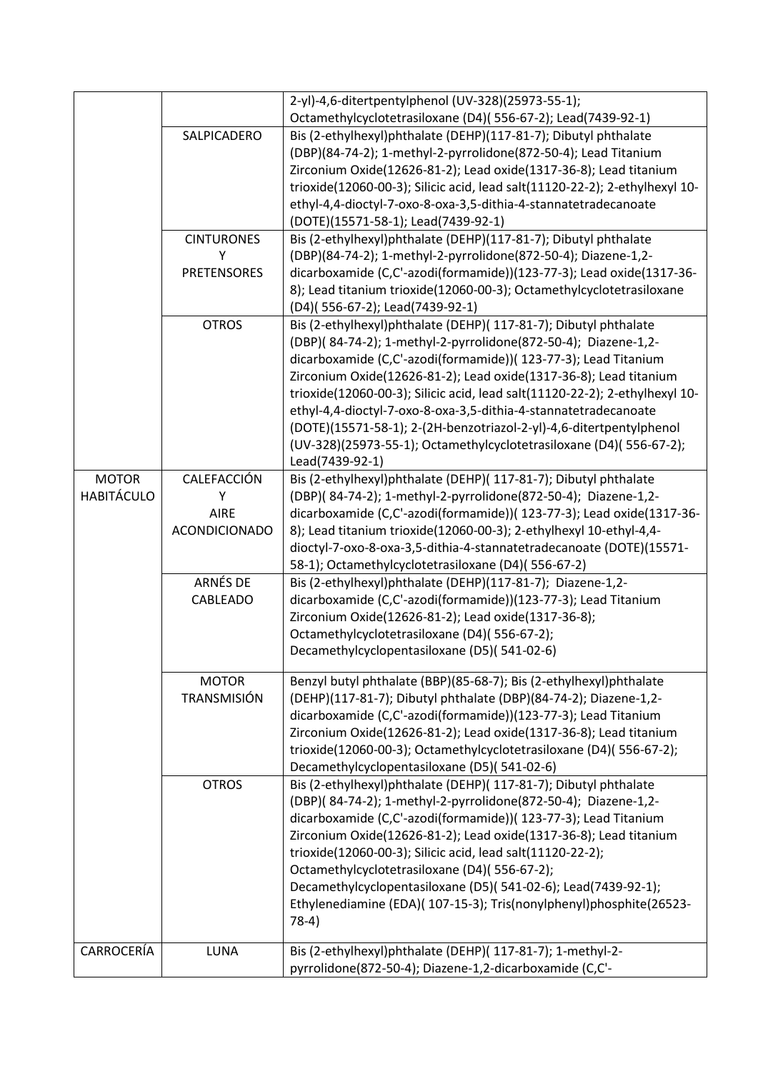| | | |
|---|---|---|
| | | 2-yl)-4,6-ditertpentylphenol (UV-328)(25973-55-1); Octamethylcyclotetrasiloxane (D4)( 556-67-2); Lead(7439-92-1) |
| | SALPICADERO | Bis (2-ethylhexyl)phthalate (DEHP)(117-81-7); Dibutyl phthalate (DBP)(84-74-2); 1-methyl-2-pyrrolidone(872-50-4); Lead Titanium Zirconium Oxide(12626-81-2); Lead oxide(1317-36-8); Lead titanium trioxide(12060-00-3); Silicic acid, lead salt(11120-22-2); 2-ethylhexyl 10-ethyl-4,4-dioctyl-7-oxo-8-oxa-3,5-dithia-4-stannatetradecanoate (DOTE)(15571-58-1); Lead(7439-92-1) |
| | CINTURONES Y PRETENSORES | Bis (2-ethylhexyl)phthalate (DEHP)(117-81-7); Dibutyl phthalate (DBP)(84-74-2); 1-methyl-2-pyrrolidone(872-50-4); Diazene-1,2-dicarboxamide (C,C'-azodi(formamide))(123-77-3); Lead oxide(1317-36-8); Lead titanium trioxide(12060-00-3); Octamethylcyclotetrasiloxane (D4)( 556-67-2); Lead(7439-92-1) |
| | OTROS | Bis (2-ethylhexyl)phthalate (DEHP)( 117-81-7); Dibutyl phthalate (DBP)( 84-74-2); 1-methyl-2-pyrrolidone(872-50-4); Diazene-1,2-dicarboxamide (C,C'-azodi(formamide))( 123-77-3); Lead Titanium Zirconium Oxide(12626-81-2); Lead oxide(1317-36-8); Lead titanium trioxide(12060-00-3); Silicic acid, lead salt(11120-22-2); 2-ethylhexyl 10-ethyl-4,4-dioctyl-7-oxo-8-oxa-3,5-dithia-4-stannatetradecanoate (DOTE)(15571-58-1); 2-(2H-benzotriazol-2-yl)-4,6-ditertpentylphenol (UV-328)(25973-55-1); Octamethylcyclotetrasiloxane (D4)( 556-67-2); Lead(7439-92-1) |
| MOTOR HABITÁCULO | CALEFACCIÓN Y AIRE ACONDICIONADO | Bis (2-ethylhexyl)phthalate (DEHP)( 117-81-7); Dibutyl phthalate (DBP)( 84-74-2); 1-methyl-2-pyrrolidone(872-50-4); Diazene-1,2-dicarboxamide (C,C'-azodi(formamide))( 123-77-3); Lead oxide(1317-36-8); Lead titanium trioxide(12060-00-3); 2-ethylhexyl 10-ethyl-4,4-dioctyl-7-oxo-8-oxa-3,5-dithia-4-stannatetradecanoate (DOTE)(15571-58-1); Octamethylcyclotetrasiloxane (D4)( 556-67-2) |
| | ARNÉS DE CABLEADO | Bis (2-ethylhexyl)phthalate (DEHP)(117-81-7); Diazene-1,2-dicarboxamide (C,C'-azodi(formamide))(123-77-3); Lead Titanium Zirconium Oxide(12626-81-2); Lead oxide(1317-36-8); Octamethylcyclotetrasiloxane (D4)( 556-67-2); Decamethylcyclopentasiloxane (D5)( 541-02-6) |
| | MOTOR TRANSMISIÓN | Benzyl butyl phthalate (BBP)(85-68-7); Bis (2-ethylhexyl)phthalate (DEHP)(117-81-7); Dibutyl phthalate (DBP)(84-74-2); Diazene-1,2-dicarboxamide (C,C'-azodi(formamide))(123-77-3); Lead Titanium Zirconium Oxide(12626-81-2); Lead oxide(1317-36-8); Lead titanium trioxide(12060-00-3); Octamethylcyclotetrasiloxane (D4)( 556-67-2); Decamethylcyclopentasiloxane (D5)( 541-02-6) |
| | OTROS | Bis (2-ethylhexyl)phthalate (DEHP)( 117-81-7); Dibutyl phthalate (DBP)( 84-74-2); 1-methyl-2-pyrrolidone(872-50-4); Diazene-1,2-dicarboxamide (C,C'-azodi(formamide))( 123-77-3); Lead Titanium Zirconium Oxide(12626-81-2); Lead oxide(1317-36-8); Lead titanium trioxide(12060-00-3); Silicic acid, lead salt(11120-22-2); Octamethylcyclotetrasiloxane (D4)( 556-67-2); Decamethylcyclopentasiloxane (D5)( 541-02-6); Lead(7439-92-1); Ethylenediamine (EDA)( 107-15-3); Tris(nonylphenyl)phosphite(26523-78-4) |
| CARROCERÍA | LUNA | Bis (2-ethylhexyl)phthalate (DEHP)( 117-81-7); 1-methyl-2-pyrrolidone(872-50-4); Diazene-1,2-dicarboxamide (C,C'- |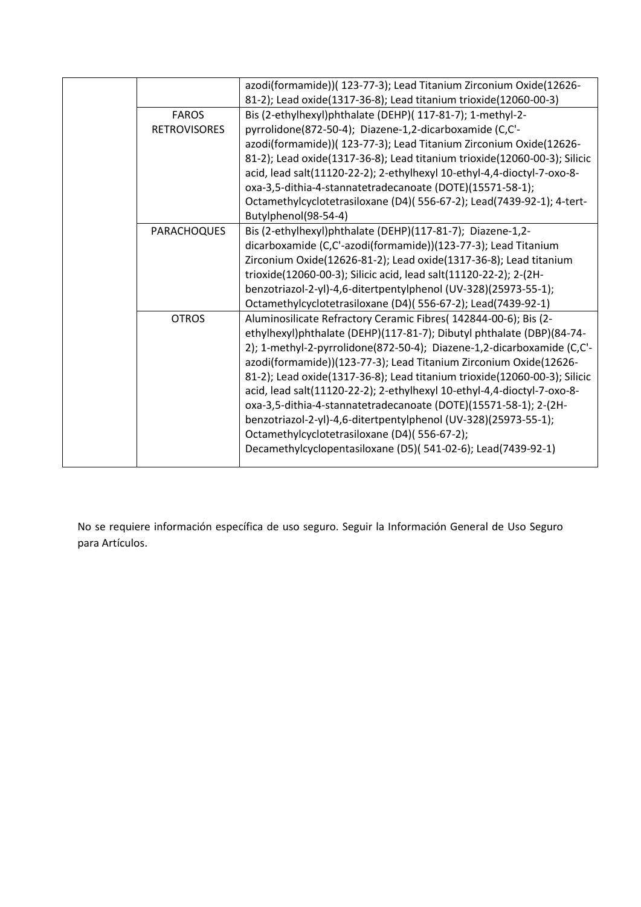| | | |
|---|---|---|
| | | azodi(formamide))( 123-77-3); Lead Titanium Zirconium Oxide(12626-81-2); Lead oxide(1317-36-8); Lead titanium trioxide(12060-00-3) |
| | FAROS RETROVISORES | Bis (2-ethylhexyl)phthalate (DEHP)( 117-81-7); 1-methyl-2-pyrrolidone(872-50-4); Diazene-1,2-dicarboxamide (C,C'-azodi(formamide))( 123-77-3); Lead Titanium Zirconium Oxide(12626-81-2); Lead oxide(1317-36-8); Lead titanium trioxide(12060-00-3); Silicic acid, lead salt(11120-22-2); 2-ethylhexyl 10-ethyl-4,4-dioctyl-7-oxo-8-oxa-3,5-dithia-4-stannatetradecanoate (DOTE)(15571-58-1); Octamethylcyclotetrasiloxane (D4)( 556-67-2); Lead(7439-92-1); 4-tert-Butylphenol(98-54-4) |
| | PARACHOQUES | Bis (2-ethylhexyl)phthalate (DEHP)(117-81-7); Diazene-1,2-dicarboxamide (C,C'-azodi(formamide))(123-77-3); Lead Titanium Zirconium Oxide(12626-81-2); Lead oxide(1317-36-8); Lead titanium trioxide(12060-00-3); Silicic acid, lead salt(11120-22-2); 2-(2H-benzotriazol-2-yl)-4,6-ditertpentylphenol (UV-328)(25973-55-1); Octamethylcyclotetrasiloxane (D4)( 556-67-2); Lead(7439-92-1) |
| | OTROS | Aluminosilicate Refractory Ceramic Fibres( 142844-00-6); Bis (2-ethylhexyl)phthalate (DEHP)(117-81-7); Dibutyl phthalate (DBP)(84-74-2); 1-methyl-2-pyrrolidone(872-50-4); Diazene-1,2-dicarboxamide (C,C'-azodi(formamide))(123-77-3); Lead Titanium Zirconium Oxide(12626-81-2); Lead oxide(1317-36-8); Lead titanium trioxide(12060-00-3); Silicic acid, lead salt(11120-22-2); 2-ethylhexyl 10-ethyl-4,4-dioctyl-7-oxo-8-oxa-3,5-dithia-4-stannatetradecanoate (DOTE)(15571-58-1); 2-(2H-benzotriazol-2-yl)-4,6-ditertpentylphenol (UV-328)(25973-55-1); Octamethylcyclotetrasiloxane (D4)( 556-67-2); Decamethylcyclopentasiloxane (D5)( 541-02-6); Lead(7439-92-1) |

No se requiere información específica de uso seguro. Seguir la Información General de Uso Seguro para Artículos.